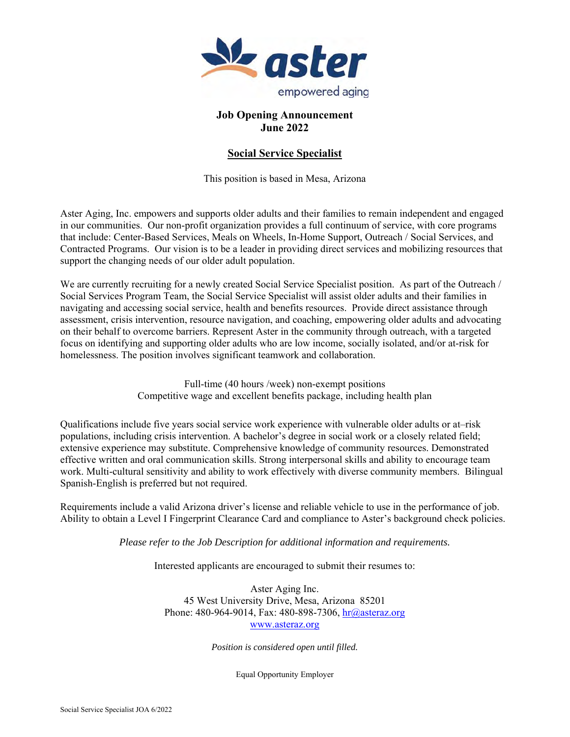**Job Opening Announcement**
**June 2022**

## Social Service Specialist

This position is based in Mesa, Arizona

Aster Aging, Inc. empowers and supports older adults and their families to remain independent and engaged in our communities. Our non-profit organization provides a full continuum of service, with core programs that include: Center-Based Services, Meals on Wheels, In-Home Support, Outreach / Social Services, and Contracted Programs. Our vision is to be a leader in providing direct services and mobilizing resources that support the changing needs of our older adult population.

We are currently recruiting for a newly created Social Service Specialist position. As part of the Outreach / Social Services Program Team, the Social Service Specialist will assist older adults and their families in navigating and accessing social service, health and benefits resources. Provide direct assistance through assessment, crisis intervention, resource navigation, and coaching, empowering older adults and advocating on their behalf to overcome barriers. Represent Aster in the community through outreach, with a targeted focus on identifying and supporting older adults who are low income, socially isolated, and/or at-risk for homelessness. The position involves significant teamwork and collaboration.

Full-time (40 hours /week) non-exempt positions
Competitive wage and excellent benefits package, including health plan

Qualifications include five years social service work experience with vulnerable older adults or at–risk populations, including crisis intervention. A bachelor's degree in social work or a closely related field; extensive experience may substitute. Comprehensive knowledge of community resources. Demonstrated effective written and oral communication skills. Strong interpersonal skills and ability to encourage team work. Multi-cultural sensitivity and ability to work effectively with diverse community members. Bilingual Spanish-English is preferred but not required.

Requirements include a valid Arizona driver's license and reliable vehicle to use in the performance of job. Ability to obtain a Level I Fingerprint Clearance Card and compliance to Aster's background check policies.

*Please refer to the Job Description for additional information and requirements.*

Interested applicants are encouraged to submit their resumes to:

Aster Aging Inc.
45 West University Drive, Mesa, Arizona 85201
Phone: 480-964-9014, Fax: 480-898-7306, hr@asteraz.org
www.asteraz.org

*Position is considered open until filled.*

Equal Opportunity Employer

Social Service Specialist JOA 6/2022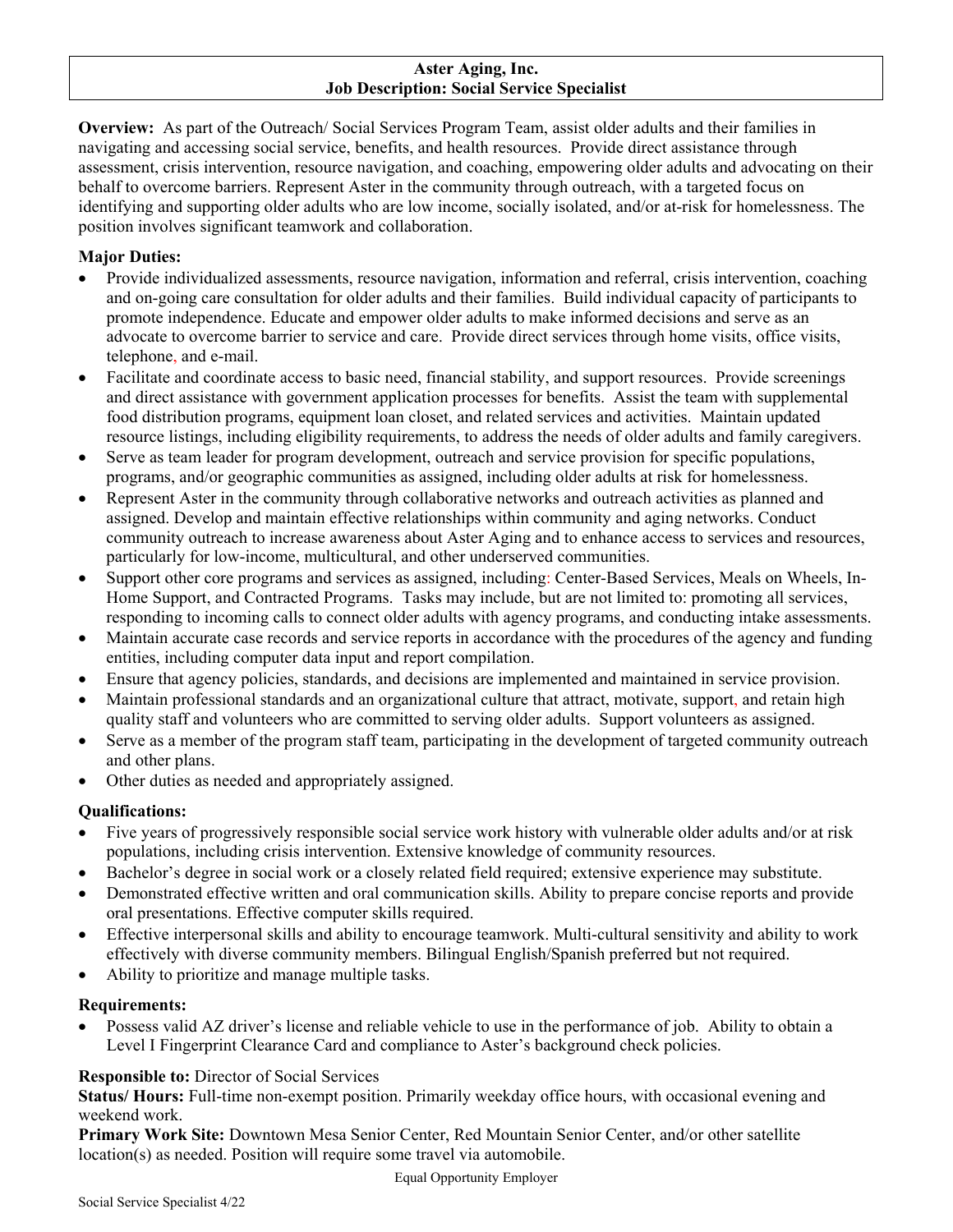**Aster Aging, Inc.**
**Job Description: Social Service Specialist**

**Overview:** As part of the Outreach/ Social Services Program Team, assist older adults and their families in navigating and accessing social service, benefits, and health resources. Provide direct assistance through assessment, crisis intervention, resource navigation, and coaching, empowering older adults and advocating on their behalf to overcome barriers. Represent Aster in the community through outreach, with a targeted focus on identifying and supporting older adults who are low income, socially isolated, and/or at-risk for homelessness. The position involves significant teamwork and collaboration.

**Major Duties:**

- Provide individualized assessments, resource navigation, information and referral, crisis intervention, coaching and on-going care consultation for older adults and their families. Build individual capacity of participants to promote independence. Educate and empower older adults to make informed decisions and serve as an advocate to overcome barrier to service and care. Provide direct services through home visits, office visits, telephone, and e-mail.
- Facilitate and coordinate access to basic need, financial stability, and support resources. Provide screenings and direct assistance with government application processes for benefits. Assist the team with supplemental food distribution programs, equipment loan closet, and related services and activities. Maintain updated resource listings, including eligibility requirements, to address the needs of older adults and family caregivers.
- Serve as team leader for program development, outreach and service provision for specific populations, programs, and/or geographic communities as assigned, including older adults at risk for homelessness.
- Represent Aster in the community through collaborative networks and outreach activities as planned and assigned. Develop and maintain effective relationships within community and aging networks. Conduct community outreach to increase awareness about Aster Aging and to enhance access to services and resources, particularly for low-income, multicultural, and other underserved communities.
- Support other core programs and services as assigned, including: Center-Based Services, Meals on Wheels, In-Home Support, and Contracted Programs. Tasks may include, but are not limited to: promoting all services, responding to incoming calls to connect older adults with agency programs, and conducting intake assessments.
- Maintain accurate case records and service reports in accordance with the procedures of the agency and funding entities, including computer data input and report compilation.
- Ensure that agency policies, standards, and decisions are implemented and maintained in service provision.
- Maintain professional standards and an organizational culture that attract, motivate, support, and retain high quality staff and volunteers who are committed to serving older adults. Support volunteers as assigned.
- Serve as a member of the program staff team, participating in the development of targeted community outreach and other plans.
- Other duties as needed and appropriately assigned.

**Qualifications:**

- Five years of progressively responsible social service work history with vulnerable older adults and/or at risk populations, including crisis intervention. Extensive knowledge of community resources.
- Bachelor's degree in social work or a closely related field required; extensive experience may substitute.
- Demonstrated effective written and oral communication skills. Ability to prepare concise reports and provide oral presentations. Effective computer skills required.
- Effective interpersonal skills and ability to encourage teamwork. Multi-cultural sensitivity and ability to work effectively with diverse community members. Bilingual English/Spanish preferred but not required.
- Ability to prioritize and manage multiple tasks.

**Requirements:**

- Possess valid AZ driver's license and reliable vehicle to use in the performance of job. Ability to obtain a Level I Fingerprint Clearance Card and compliance to Aster's background check policies.

**Responsible to:** Director of Social Services
**Status/ Hours:** Full-time non-exempt position. Primarily weekday office hours, with occasional evening and weekend work.
**Primary Work Site:** Downtown Mesa Senior Center, Red Mountain Senior Center, and/or other satellite location(s) as needed. Position will require some travel via automobile.

Equal Opportunity Employer

Social Service Specialist 4/22